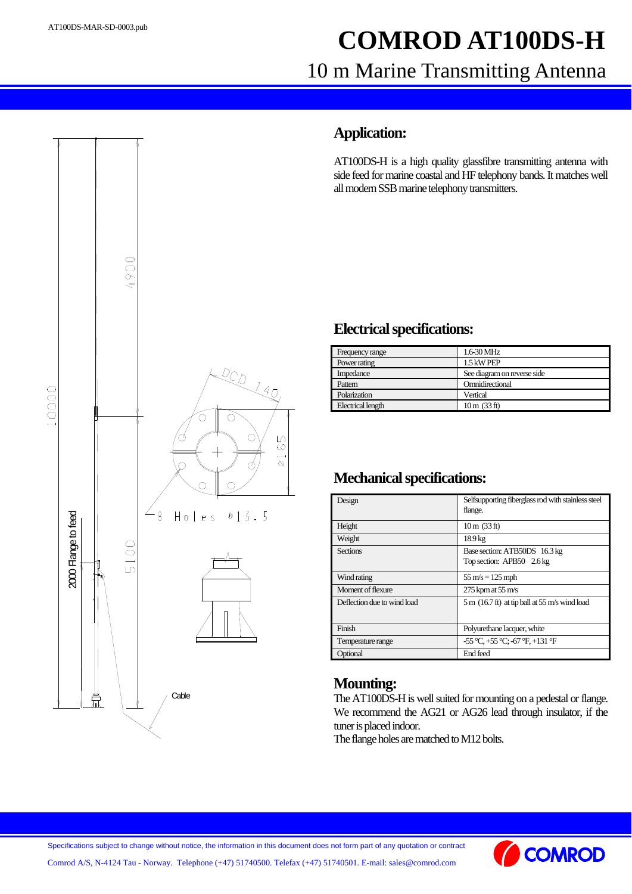AT100DS-MAR-SD-0003.pub

# COMROD AT100DS-H

## 10 m Marine Transmitting Antenna

## Application:

AT100DS-H is a high quality glassfibre transmitting antenna with side feed for marine coastal and HF telephony bands. It matches well all modern SSB marine telephony transmitters.

## Electrical specifications:

| | |
|---|---|
| Frequency range | 1.6-30 MHz |
| Power rating | 1.5 kW PEP |
| Impedance | See diagram on reverse side |
| Pattern | Omnidirectional |
| Polarization | Vertical |
| Electrical length | 10 m (33 ft) |

## Mechanical specifications:

| | |
|---|---|
| Design | Selfsupporting fiberglass rod with stainless steel flange. |
| Height | 10 m (33 ft) |
| Weight | 18.9 kg |
| Sections | Base section: ATB50DS 16.3 kg<br>Top section: APB50 2.6 kg |
| Wind rating | 55 m/s = 125 mph |
| Moment of flexure | 275 kpm at 55 m/s |
| Deflection due to wind load | 5 m (16.7 ft) at tip ball at 55 m/s wind load |
| Finish | Polyurethane lacquer, white |
| Temperature range | -55 °C, +55 °C; -67 °F, +131 °F |
| Optional | End feed |

## Mounting:

The AT100DS-H is well suited for mounting on a pedestal or flange. We recommend the AG21 or AG26 lead through insulator, if the tuner is placed indoor.

The flange holes are matched to M12 bolts.

10000 4900 5100 2000 Flange to feed PCD 140 Ø165 8 Holes Ø13.5 Cable

Specifications subject to change without notice, the information in this document does not form part of any quotation or contract

Comrod A/S, N-4124 Tau - Norway. Telephone (+47) 51740500. Telefax (+47) 51740501. E-mail: sales@comrod.com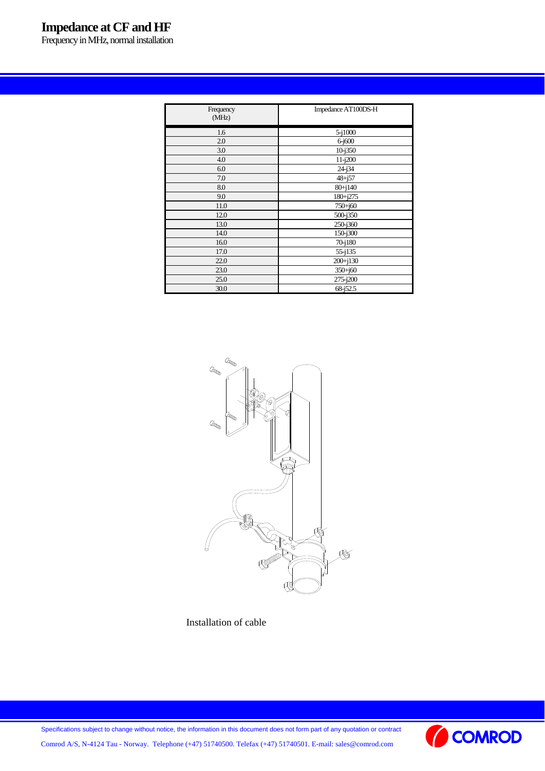# Impedance at CF and HF

Frequency in MHz, normal installation

| Frequency (MHz) | Impedance AT100DS-H |
|---|---|
| 1.6 | 5-j1000 |
| 2.0 | 6-j600 |
| 3.0 | 10-j350 |
| 4.0 | 11-j200 |
| 6.0 | 24-j34 |
| 7.0 | 48+j57 |
| 8.0 | 80+j140 |
| 9.0 | 180+j275 |
| 11.0 | 750+j60 |
| 12.0 | 500-j350 |
| 13.0 | 250-j360 |
| 14.0 | 150-j300 |
| 16.0 | 70-j180 |
| 17.0 | 55-j135 |
| 22.0 | 200+j130 |
| 23.0 | 350+j60 |
| 25.0 | 275-j200 |
| 30.0 | 68-j52.5 |

Installation of cable

Specifications subject to change without notice, the information in this document does not form part of any quotation or contract

Comrod A/S, N-4124 Tau - Norway. Telephone (+47) 51740500. Telefax (+47) 51740501. E-mail: sales@comrod.com